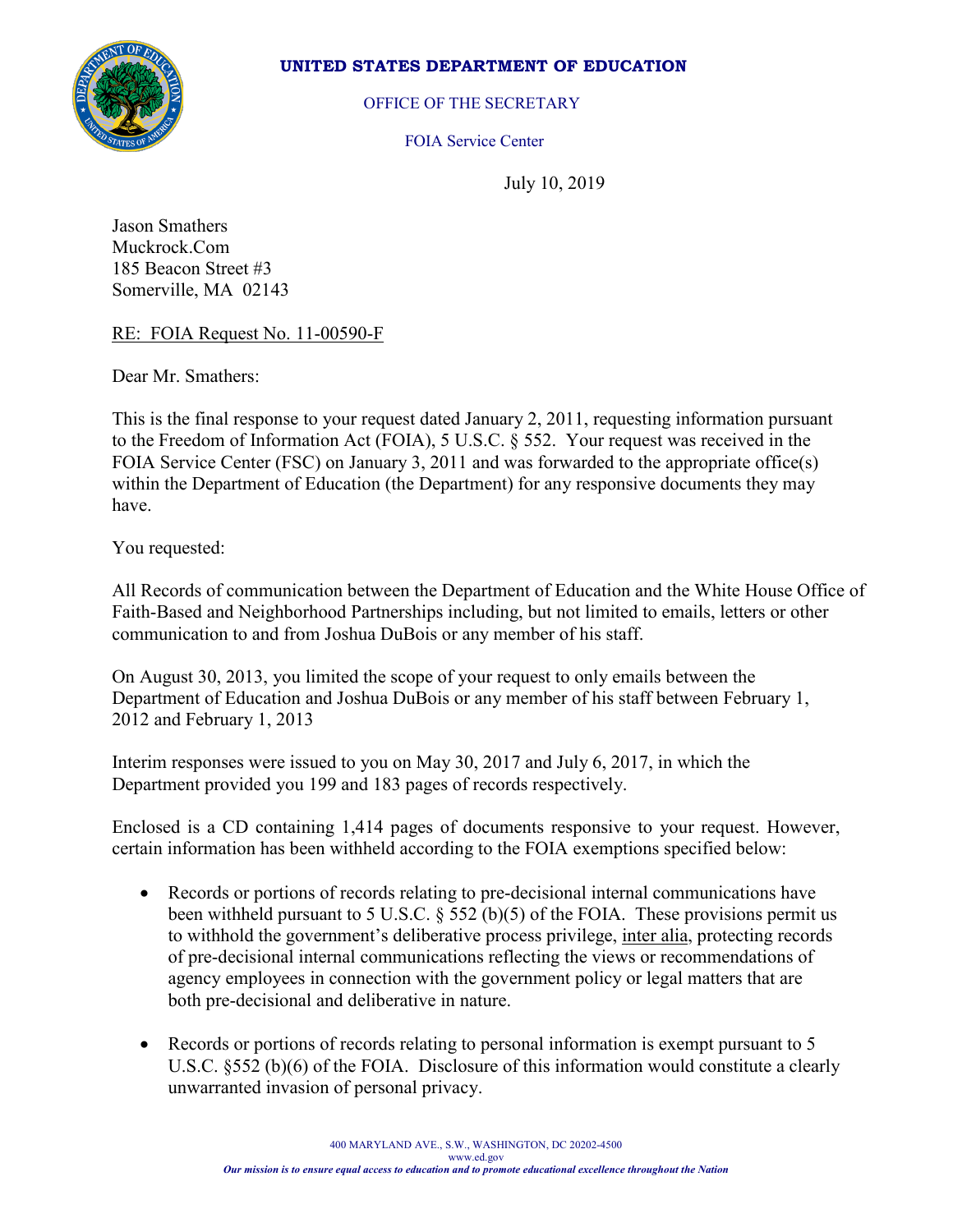**UNITED STATES DEPARTMENT OF EDUCATION**

OFFICE OF THE SECRETARY

FOIA Service Center

July 10, 2019

Jason Smathers
Muckrock.Com
185 Beacon Street #3
Somerville, MA 02143

RE: FOIA Request No. 11-00590-F

Dear Mr. Smathers:

This is the final response to your request dated January 2, 2011, requesting information pursuant to the Freedom of Information Act (FOIA), 5 U.S.C. § 552. Your request was received in the FOIA Service Center (FSC) on January 3, 2011 and was forwarded to the appropriate office(s) within the Department of Education (the Department) for any responsive documents they may have.

You requested:

All Records of communication between the Department of Education and the White House Office of Faith-Based and Neighborhood Partnerships including, but not limited to emails, letters or other communication to and from Joshua DuBois or any member of his staff.

On August 30, 2013, you limited the scope of your request to only emails between the Department of Education and Joshua DuBois or any member of his staff between February 1, 2012 and February 1, 2013

Interim responses were issued to you on May 30, 2017 and July 6, 2017, in which the Department provided you 199 and 183 pages of records respectively.

Enclosed is a CD containing 1,414 pages of documents responsive to your request. However, certain information has been withheld according to the FOIA exemptions specified below:

- Records or portions of records relating to pre-decisional internal communications have been withheld pursuant to 5 U.S.C. § 552 (b)(5) of the FOIA. These provisions permit us to withhold the government's deliberative process privilege, inter alia, protecting records of pre-decisional internal communications reflecting the views or recommendations of agency employees in connection with the government policy or legal matters that are both pre-decisional and deliberative in nature.

- Records or portions of records relating to personal information is exempt pursuant to 5 U.S.C. §552 (b)(6) of the FOIA. Disclosure of this information would constitute a clearly unwarranted invasion of personal privacy.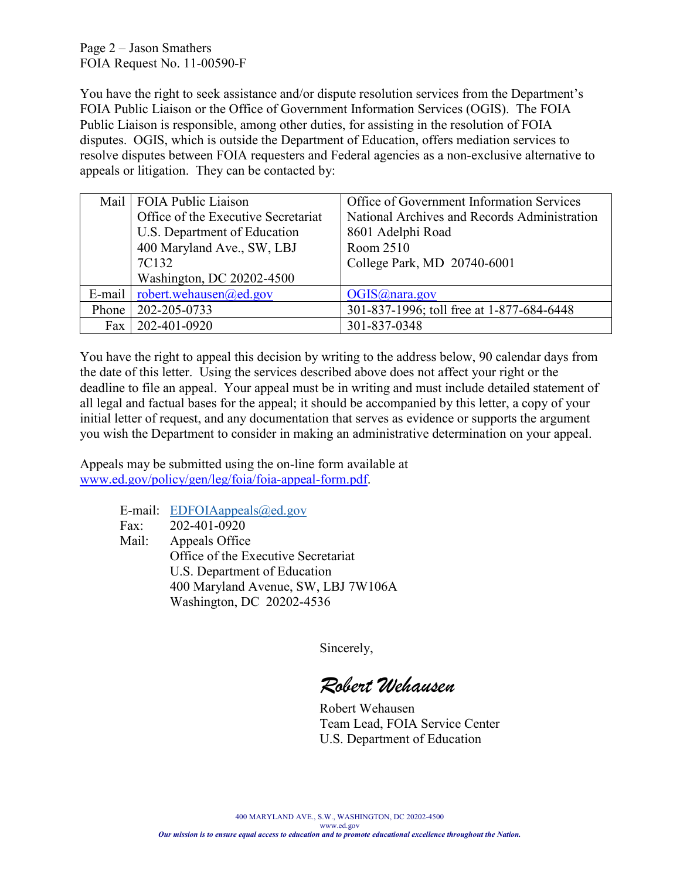Page 2 – Jason Smathers
FOIA Request No. 11-00590-F

You have the right to seek assistance and/or dispute resolution services from the Department's FOIA Public Liaison or the Office of Government Information Services (OGIS). The FOIA Public Liaison is responsible, among other duties, for assisting in the resolution of FOIA disputes. OGIS, which is outside the Department of Education, offers mediation services to resolve disputes between FOIA requesters and Federal agencies as a non-exclusive alternative to appeals or litigation. They can be contacted by:

| | | |
|---|---|---|
| Mail | FOIA Public Liaison<br>Office of the Executive Secretariat<br>U.S. Department of Education<br>400 Maryland Ave., SW, LBJ 7C132<br>Washington, DC 20202-4500 | Office of Government Information Services<br>National Archives and Records Administration<br>8601 Adelphi Road<br>Room 2510<br>College Park, MD 20740-6001 |
| E-mail | robert.wehausen@ed.gov | OGIS@nara.gov |
| Phone | 202-205-0733 | 301-837-1996; toll free at 1-877-684-6448 |
| Fax | 202-401-0920 | 301-837-0348 |

You have the right to appeal this decision by writing to the address below, 90 calendar days from the date of this letter. Using the services described above does not affect your right or the deadline to file an appeal. Your appeal must be in writing and must include detailed statement of all legal and factual bases for the appeal; it should be accompanied by this letter, a copy of your initial letter of request, and any documentation that serves as evidence or supports the argument you wish the Department to consider in making an administrative determination on your appeal.

Appeals may be submitted using the on-line form available at www.ed.gov/policy/gen/leg/foia/foia-appeal-form.pdf.

E-mail: EDFOIAappeals@ed.gov
Fax: 202-401-0920
Mail: Appeals Office
Office of the Executive Secretariat
U.S. Department of Education
400 Maryland Avenue, SW, LBJ 7W106A
Washington, DC 20202-4536

Sincerely,

*Robert Wehausen*

Robert Wehausen
Team Lead, FOIA Service Center
U.S. Department of Education

400 MARYLAND AVE., S.W., WASHINGTON, DC 20202-4500
www.ed.gov
*Our mission is to ensure equal access to education and to promote educational excellence throughout the Nation.*